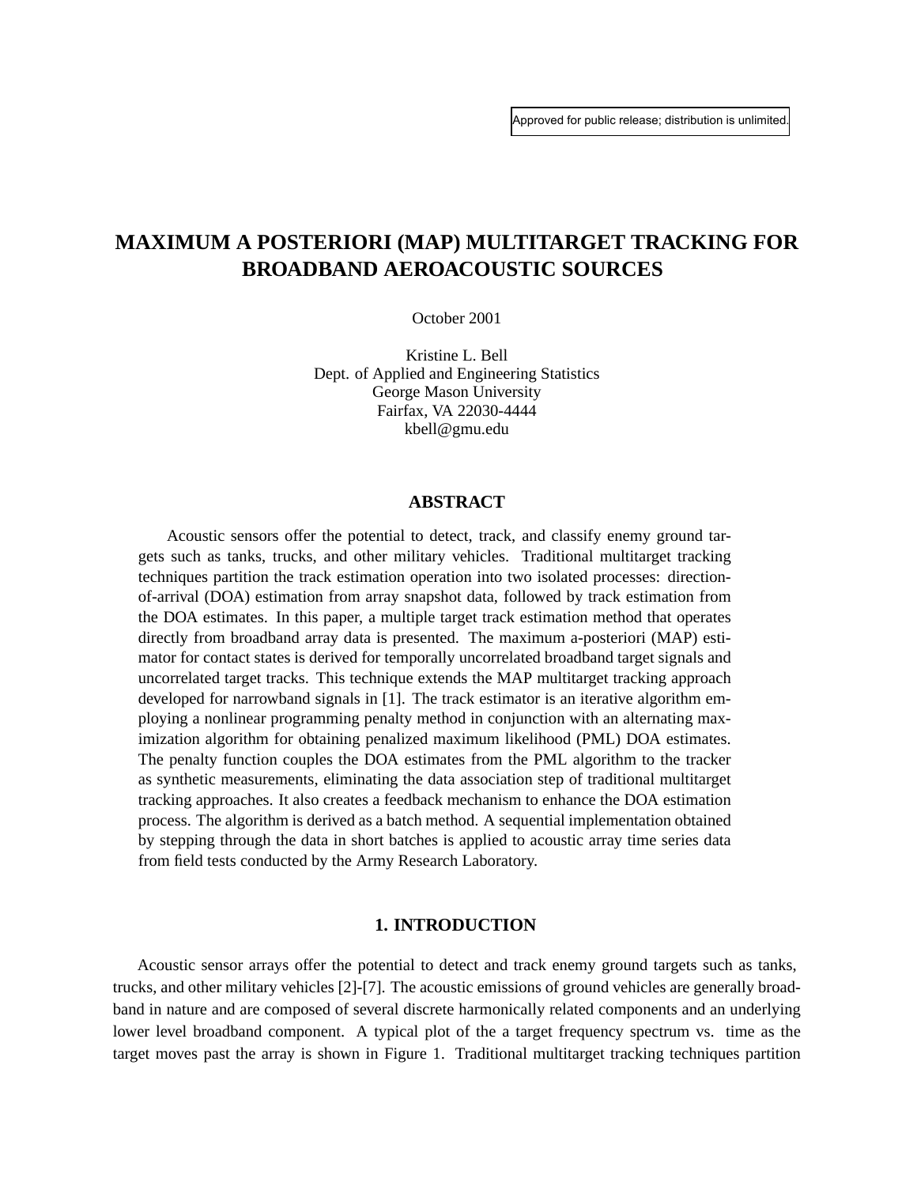Approved for public release; distribution is unlimited.

# MAXIMUM A POSTERIORI (MAP) MULTITARGET TRACKING FOR BROADBAND AEROACOUSTIC SOURCES

October 2001

Kristine L. Bell
Dept. of Applied and Engineering Statistics
George Mason University
Fairfax, VA 22030-4444
kbell@gmu.edu

## ABSTRACT

Acoustic sensors offer the potential to detect, track, and classify enemy ground targets such as tanks, trucks, and other military vehicles. Traditional multitarget tracking techniques partition the track estimation operation into two isolated processes: direction-of-arrival (DOA) estimation from array snapshot data, followed by track estimation from the DOA estimates. In this paper, a multiple target track estimation method that operates directly from broadband array data is presented. The maximum a-posteriori (MAP) estimator for contact states is derived for temporally uncorrelated broadband target signals and uncorrelated target tracks. This technique extends the MAP multitarget tracking approach developed for narrowband signals in [1]. The track estimator is an iterative algorithm employing a nonlinear programming penalty method in conjunction with an alternating maximization algorithm for obtaining penalized maximum likelihood (PML) DOA estimates. The penalty function couples the DOA estimates from the PML algorithm to the tracker as synthetic measurements, eliminating the data association step of traditional multitarget tracking approaches. It also creates a feedback mechanism to enhance the DOA estimation process. The algorithm is derived as a batch method. A sequential implementation obtained by stepping through the data in short batches is applied to acoustic array time series data from field tests conducted by the Army Research Laboratory.

## 1. INTRODUCTION

Acoustic sensor arrays offer the potential to detect and track enemy ground targets such as tanks, trucks, and other military vehicles [2]-[7]. The acoustic emissions of ground vehicles are generally broadband in nature and are composed of several discrete harmonically related components and an underlying lower level broadband component. A typical plot of the a target frequency spectrum vs. time as the target moves past the array is shown in Figure 1. Traditional multitarget tracking techniques partition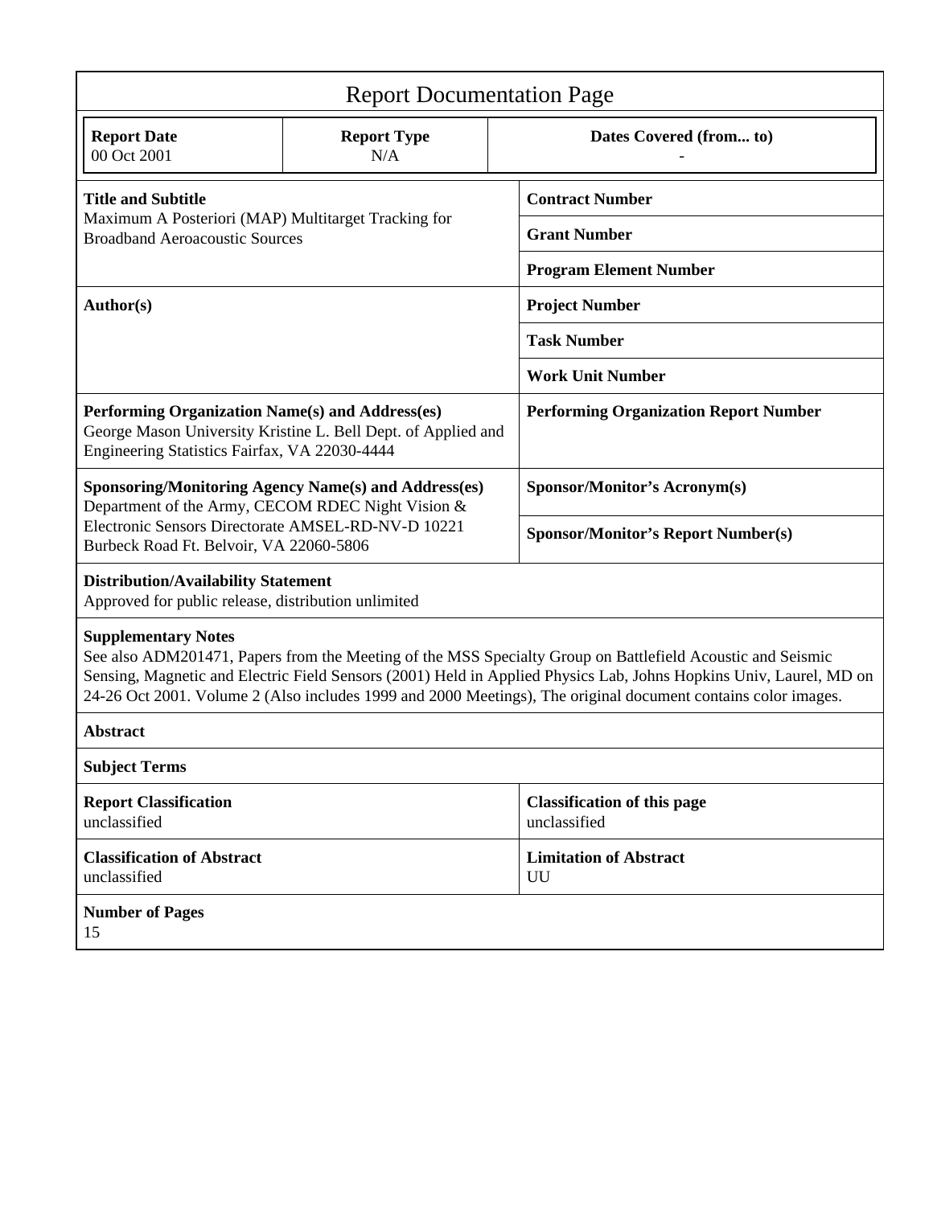# Report Documentation Page

| Report Date | Report Type | Dates Covered (from... to) |
|---|---|---|
| 00 Oct 2001 | N/A | - |

| | |
|---|---|
| **Title and Subtitle**<br>Maximum A Posteriori (MAP) Multitarget Tracking for Broadband Aeroacoustic Sources | **Contract Number** |
| | **Grant Number** |
| | **Program Element Number** |
| **Author(s)** | **Project Number** |
| | **Task Number** |
| | **Work Unit Number** |
| **Performing Organization Name(s) and Address(es)**<br>George Mason University Kristine L. Bell Dept. of Applied and Engineering Statistics Fairfax, VA 22030-4444 | **Performing Organization Report Number** |
| **Sponsoring/Monitoring Agency Name(s) and Address(es)**<br>Department of the Army, CECOM RDEC Night Vision & Electronic Sensors Directorate AMSEL-RD-NV-D 10221 Burbeck Road Ft. Belvoir, VA 22060-5806 | **Sponsor/Monitor's Acronym(s)** |
| | **Sponsor/Monitor's Report Number(s)** |

**Distribution/Availability Statement**
Approved for public release, distribution unlimited

**Supplementary Notes**
See also ADM201471, Papers from the Meeting of the MSS Specialty Group on Battlefield Acoustic and Seismic Sensing, Magnetic and Electric Field Sensors (2001) Held in Applied Physics Lab, Johns Hopkins Univ, Laurel, MD on 24-26 Oct 2001. Volume 2 (Also includes 1999 and 2000 Meetings), The original document contains color images.

**Abstract**

**Subject Terms**

| | |
|---|---|
| **Report Classification**<br>unclassified | **Classification of this page**<br>unclassified |
| **Classification of Abstract**<br>unclassified | **Limitation of Abstract**<br>UU |

**Number of Pages**
15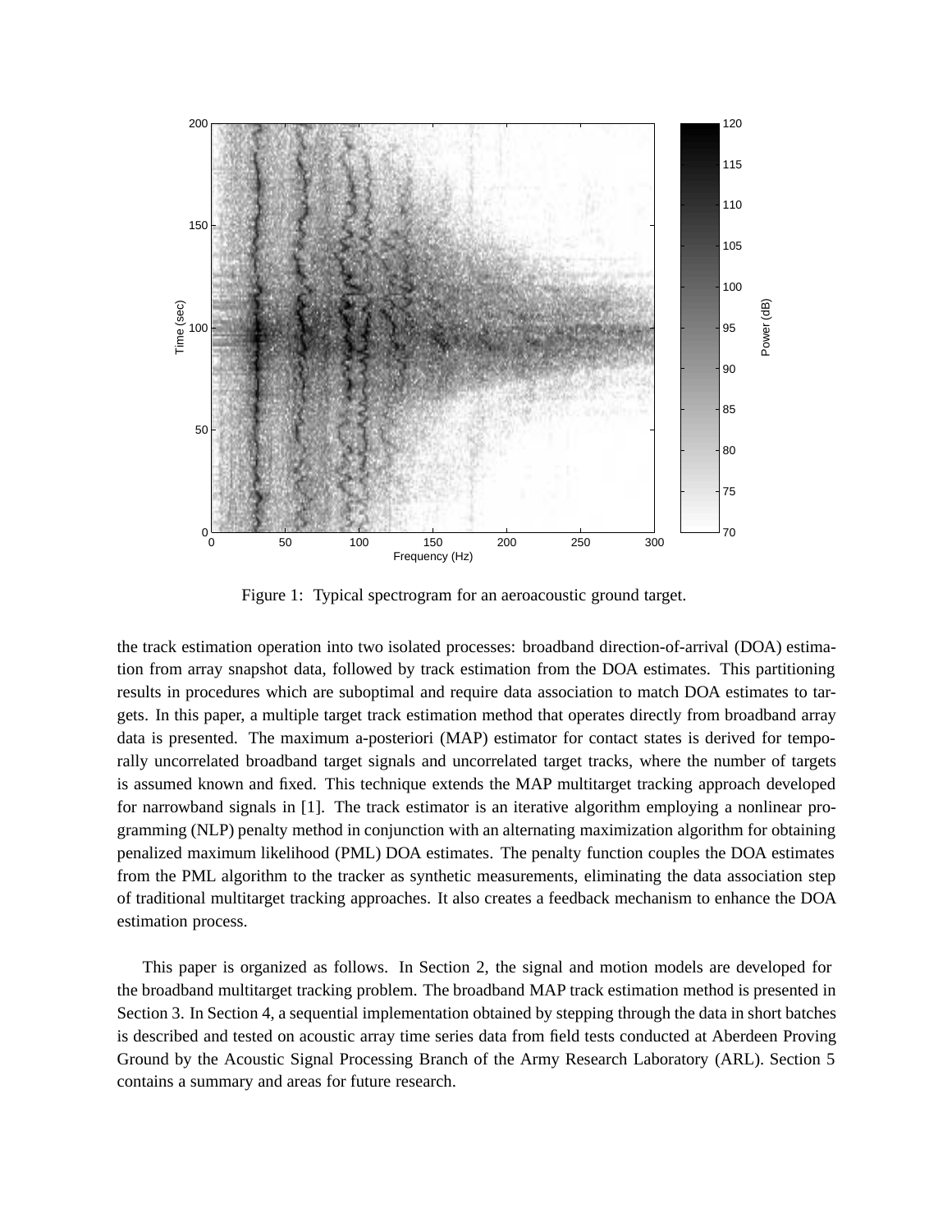Figure 1: Typical spectrogram for an aeroacoustic ground target.

the track estimation operation into two isolated processes: broadband direction-of-arrival (DOA) estimation from array snapshot data, followed by track estimation from the DOA estimates. This partitioning results in procedures which are suboptimal and require data association to match DOA estimates to targets. In this paper, a multiple target track estimation method that operates directly from broadband array data is presented. The maximum a-posteriori (MAP) estimator for contact states is derived for temporally uncorrelated broadband target signals and uncorrelated target tracks, where the number of targets is assumed known and fixed. This technique extends the MAP multitarget tracking approach developed for narrowband signals in [1]. The track estimator is an iterative algorithm employing a nonlinear programming (NLP) penalty method in conjunction with an alternating maximization algorithm for obtaining penalized maximum likelihood (PML) DOA estimates. The penalty function couples the DOA estimates from the PML algorithm to the tracker as synthetic measurements, eliminating the data association step of traditional multitarget tracking approaches. It also creates a feedback mechanism to enhance the DOA estimation process.

This paper is organized as follows. In Section 2, the signal and motion models are developed for the broadband multitarget tracking problem. The broadband MAP track estimation method is presented in Section 3. In Section 4, a sequential implementation obtained by stepping through the data in short batches is described and tested on acoustic array time series data from field tests conducted at Aberdeen Proving Ground by the Acoustic Signal Processing Branch of the Army Research Laboratory (ARL). Section 5 contains a summary and areas for future research.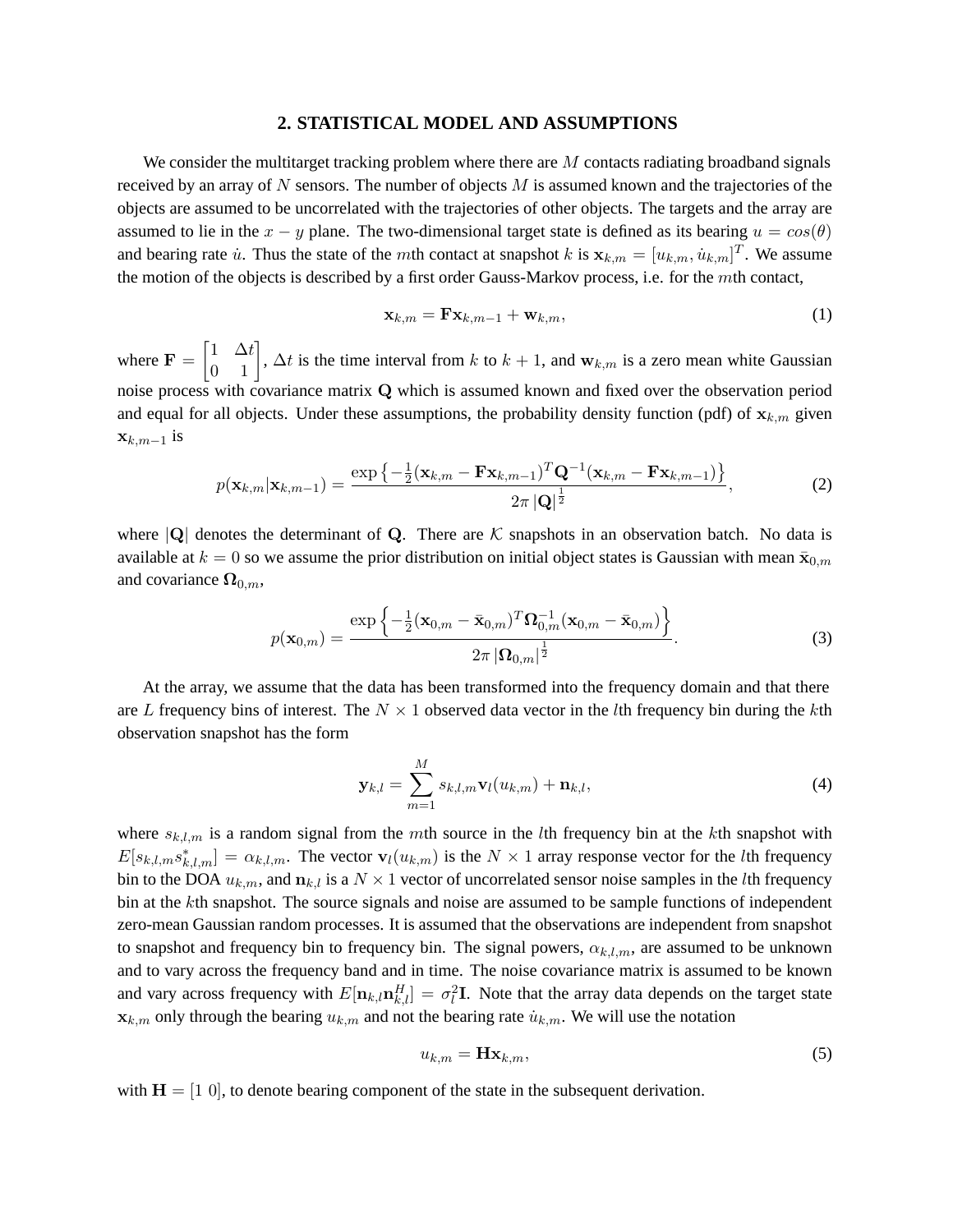## 2. STATISTICAL MODEL AND ASSUMPTIONS

We consider the multitarget tracking problem where there are $M$ contacts radiating broadband signals received by an array of $N$ sensors. The number of objects $M$ is assumed known and the trajectories of the objects are assumed to be uncorrelated with the trajectories of other objects. The targets and the array are assumed to lie in the $x-y$ plane. The two-dimensional target state is defined as its bearing $u = cos(\theta)$ and bearing rate $\dot{u}$. Thus the state of the $m$th contact at snapshot $k$ is $\mathbf{x}_{k,m} = [u_{k,m}, \dot{u}_{k,m}]^T$. We assume the motion of the objects is described by a first order Gauss-Markov process, i.e. for the $m$th contact,

$$\mathbf{x}_{k,m} = \mathbf{F}\mathbf{x}_{k,m-1} + \mathbf{w}_{k,m}, \tag{1}$$

where $\mathbf{F} = \begin{bmatrix} 1 & \Delta t \\ 0 & 1 \end{bmatrix}$, $\Delta t$ is the time interval from $k$ to $k+1$, and $\mathbf{w}_{k,m}$ is a zero mean white Gaussian noise process with covariance matrix $\mathbf{Q}$ which is assumed known and fixed over the observation period and equal for all objects. Under these assumptions, the probability density function (pdf) of $\mathbf{x}_{k,m}$ given $\mathbf{x}_{k,m-1}$ is

$$p(\mathbf{x}_{k,m}|\mathbf{x}_{k,m-1}) = \frac{\exp\left\{-\frac{1}{2}(\mathbf{x}_{k,m} - \mathbf{F}\mathbf{x}_{k,m-1})^T \mathbf{Q}^{-1}(\mathbf{x}_{k,m} - \mathbf{F}\mathbf{x}_{k,m-1})\right\}}{2\pi\,|\mathbf{Q}|^{\frac{1}{2}}}, \tag{2}$$

where $|\mathbf{Q}|$ denotes the determinant of $\mathbf{Q}$. There are $\mathcal{K}$ snapshots in an observation batch. No data is available at $k = 0$ so we assume the prior distribution on initial object states is Gaussian with mean $\bar{\mathbf{x}}_{0,m}$ and covariance $\mathbf{\Omega}_{0,m}$,

$$p(\mathbf{x}_{0,m}) = \frac{\exp\left\{-\frac{1}{2}(\mathbf{x}_{0,m} - \bar{\mathbf{x}}_{0,m})^T \mathbf{\Omega}_{0,m}^{-1}(\mathbf{x}_{0,m} - \bar{\mathbf{x}}_{0,m})\right\}}{2\pi\,|\mathbf{\Omega}_{0,m}|^{\frac{1}{2}}}. \tag{3}$$

At the array, we assume that the data has been transformed into the frequency domain and that there are $L$ frequency bins of interest. The $N \times 1$ observed data vector in the $l$th frequency bin during the $k$th observation snapshot has the form

$$\mathbf{y}_{k,l} = \sum_{m=1}^{M} s_{k,l,m}\mathbf{v}_l(u_{k,m}) + \mathbf{n}_{k,l}, \tag{4}$$

where $s_{k,l,m}$ is a random signal from the $m$th source in the $l$th frequency bin at the $k$th snapshot with $E[s_{k,l,m}s_{k,l,m}^*] = \alpha_{k,l,m}$. The vector $\mathbf{v}_l(u_{k,m})$ is the $N \times 1$ array response vector for the $l$th frequency bin to the DOA $u_{k,m}$, and $\mathbf{n}_{k,l}$ is a $N \times 1$ vector of uncorrelated sensor noise samples in the $l$th frequency bin at the $k$th snapshot. The source signals and noise are assumed to be sample functions of independent zero-mean Gaussian random processes. It is assumed that the observations are independent from snapshot to snapshot and frequency bin to frequency bin. The signal powers, $\alpha_{k,l,m}$, are assumed to be unknown and to vary across the frequency band and in time. The noise covariance matrix is assumed to be known and vary across frequency with $E[\mathbf{n}_{k,l}\mathbf{n}_{k,l}^H] = \sigma_l^2\mathbf{I}$. Note that the array data depends on the target state $\mathbf{x}_{k,m}$ only through the bearing $u_{k,m}$ and not the bearing rate $\dot{u}_{k,m}$. We will use the notation

$$u_{k,m} = \mathbf{H}\mathbf{x}_{k,m}, \tag{5}$$

with $\mathbf{H} = [1\ 0]$, to denote bearing component of the state in the subsequent derivation.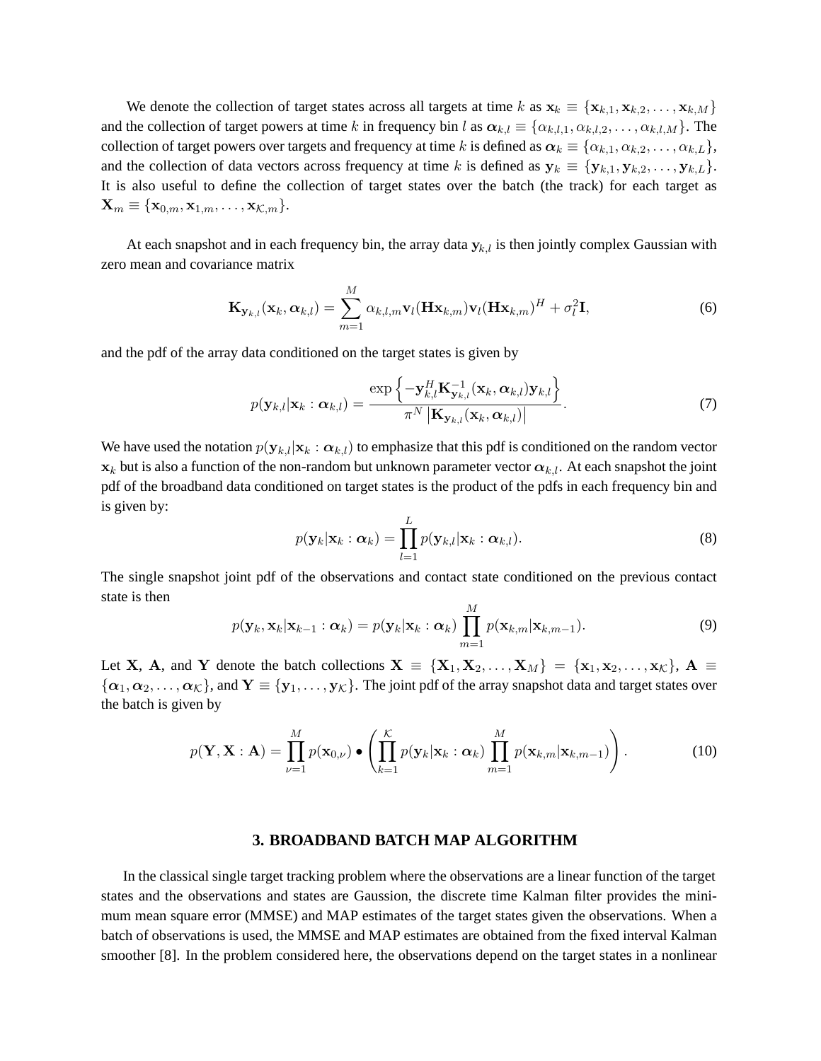We denote the collection of target states across all targets at time $k$ as $\mathbf{x}_k \equiv \{\mathbf{x}_{k,1}, \mathbf{x}_{k,2}, \ldots, \mathbf{x}_{k,M}\}$ and the collection of target powers at time $k$ in frequency bin $l$ as $\boldsymbol{\alpha}_{k,l} \equiv \{\alpha_{k,l,1}, \alpha_{k,l,2}, \ldots, \alpha_{k,l,M}\}$. The collection of target powers over targets and frequency at time $k$ is defined as $\boldsymbol{\alpha}_k \equiv \{\boldsymbol{\alpha}_{k,1}, \boldsymbol{\alpha}_{k,2}, \ldots, \boldsymbol{\alpha}_{k,L}\}$, and the collection of data vectors across frequency at time $k$ is defined as $\mathbf{y}_k \equiv \{\mathbf{y}_{k,1}, \mathbf{y}_{k,2}, \ldots, \mathbf{y}_{k,L}\}$. It is also useful to define the collection of target states over the batch (the track) for each target as $\mathbf{X}_m \equiv \{\mathbf{x}_{0,m}, \mathbf{x}_{1,m}, \ldots, \mathbf{x}_{\mathcal{K},m}\}$.

At each snapshot and in each frequency bin, the array data $\mathbf{y}_{k,l}$ is then jointly complex Gaussian with zero mean and covariance matrix

$$\mathbf{K}_{\mathbf{y}_{k,l}}(\mathbf{x}_k, \boldsymbol{\alpha}_{k,l}) = \sum_{m=1}^{M} \alpha_{k,l,m} \mathbf{v}_l(\mathbf{H}\mathbf{x}_{k,m}) \mathbf{v}_l(\mathbf{H}\mathbf{x}_{k,m})^H + \sigma_l^2 \mathbf{I}, \tag{6}$$

and the pdf of the array data conditioned on the target states is given by

$$p(\mathbf{y}_{k,l}|\mathbf{x}_k : \boldsymbol{\alpha}_{k,l}) = \frac{\exp\left\{-\mathbf{y}_{k,l}^H \mathbf{K}_{\mathbf{y}_{k,l}}^{-1}(\mathbf{x}_k, \boldsymbol{\alpha}_{k,l}) \mathbf{y}_{k,l}\right\}}{\pi^N \left|\mathbf{K}_{\mathbf{y}_{k,l}}(\mathbf{x}_k, \boldsymbol{\alpha}_{k,l})\right|}. \tag{7}$$

We have used the notation $p(\mathbf{y}_{k,l}|\mathbf{x}_k : \boldsymbol{\alpha}_{k,l})$ to emphasize that this pdf is conditioned on the random vector $\mathbf{x}_k$ but is also a function of the non-random but unknown parameter vector $\boldsymbol{\alpha}_{k,l}$. At each snapshot the joint pdf of the broadband data conditioned on target states is the product of the pdfs in each frequency bin and is given by:

$$p(\mathbf{y}_k|\mathbf{x}_k : \boldsymbol{\alpha}_k) = \prod_{l=1}^{L} p(\mathbf{y}_{k,l}|\mathbf{x}_k : \boldsymbol{\alpha}_{k,l}). \tag{8}$$

The single snapshot joint pdf of the observations and contact state conditioned on the previous contact state is then

$$p(\mathbf{y}_k, \mathbf{x}_k|\mathbf{x}_{k-1} : \boldsymbol{\alpha}_k) = p(\mathbf{y}_k|\mathbf{x}_k : \boldsymbol{\alpha}_k) \prod_{m=1}^{M} p(\mathbf{x}_{k,m}|\mathbf{x}_{k,m-1}). \tag{9}$$

Let $\mathbf{X}$, $\mathbf{A}$, and $\mathbf{Y}$ denote the batch collections $\mathbf{X} \equiv \{\mathbf{X}_1, \mathbf{X}_2, \ldots, \mathbf{X}_M\} = \{\mathbf{x}_1, \mathbf{x}_2, \ldots, \mathbf{x}_{\mathcal{K}}\}$, $\mathbf{A} \equiv \{\boldsymbol{\alpha}_1, \boldsymbol{\alpha}_2, \ldots, \boldsymbol{\alpha}_{\mathcal{K}}\}$, and $\mathbf{Y} \equiv \{\mathbf{y}_1, \ldots, \mathbf{y}_{\mathcal{K}}\}$. The joint pdf of the array snapshot data and target states over the batch is given by

$$p(\mathbf{Y}, \mathbf{X} : \mathbf{A}) = \prod_{\nu=1}^{M} p(\mathbf{x}_{0,\nu}) \bullet \left( \prod_{k=1}^{\mathcal{K}} p(\mathbf{y}_k|\mathbf{x}_k : \boldsymbol{\alpha}_k) \prod_{m=1}^{M} p(\mathbf{x}_{k,m}|\mathbf{x}_{k,m-1}) \right). \tag{10}$$

## 3. BROADBAND BATCH MAP ALGORITHM

In the classical single target tracking problem where the observations are a linear function of the target states and the observations and states are Gaussion, the discrete time Kalman filter provides the minimum mean square error (MMSE) and MAP estimates of the target states given the observations. When a batch of observations is used, the MMSE and MAP estimates are obtained from the fixed interval Kalman smoother [8]. In the problem considered here, the observations depend on the target states in a nonlinear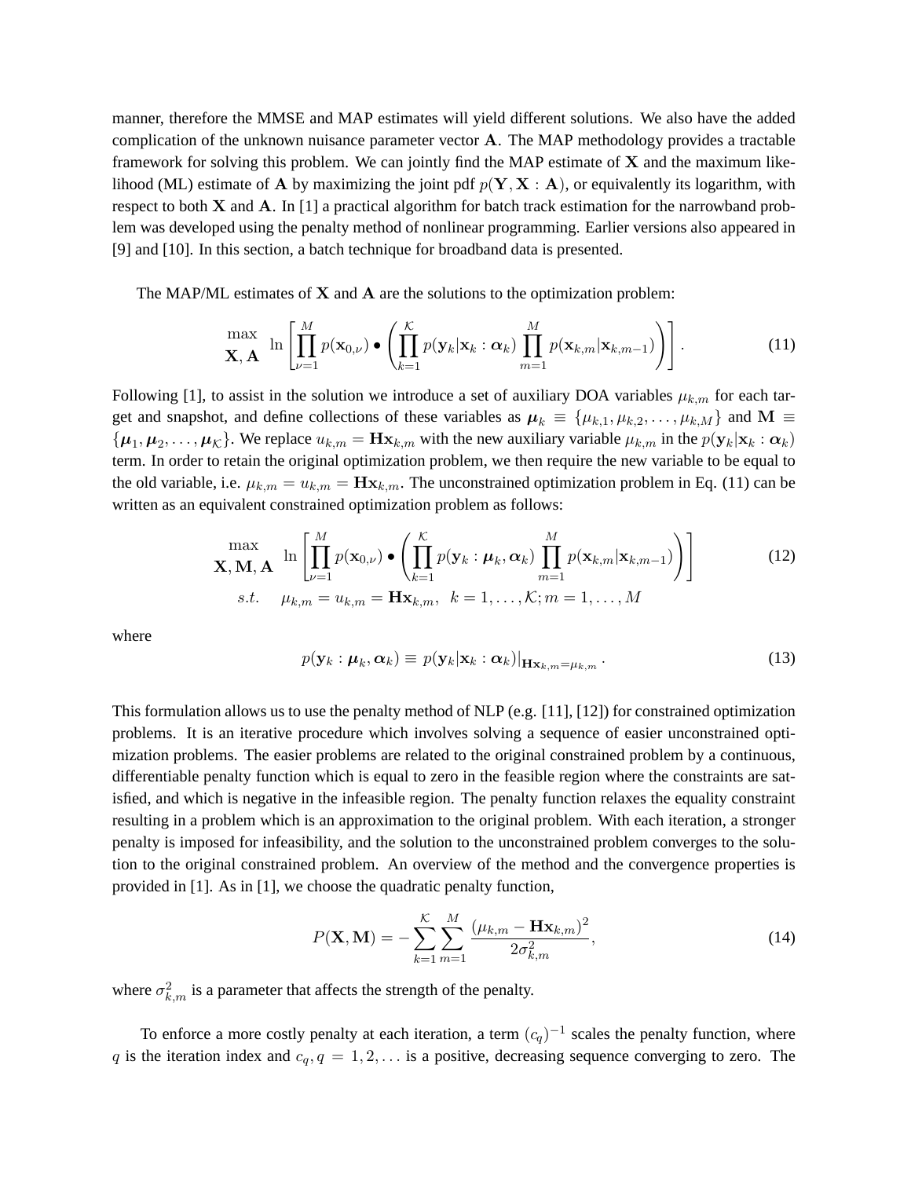manner, therefore the MMSE and MAP estimates will yield different solutions. We also have the added complication of the unknown nuisance parameter vector $\mathbf{A}$. The MAP methodology provides a tractable framework for solving this problem. We can jointly find the MAP estimate of $\mathbf{X}$ and the maximum likelihood (ML) estimate of $\mathbf{A}$ by maximizing the joint pdf $p(\mathbf{Y}, \mathbf{X} : \mathbf{A})$, or equivalently its logarithm, with respect to both $\mathbf{X}$ and $\mathbf{A}$. In [1] a practical algorithm for batch track estimation for the narrowband problem was developed using the penalty method of nonlinear programming. Earlier versions also appeared in [9] and [10]. In this section, a batch technique for broadband data is presented.

The MAP/ML estimates of $\mathbf{X}$ and $\mathbf{A}$ are the solutions to the optimization problem:

$$\max_{\mathbf{X},\,\mathbf{A}} \; \ln\left[\prod_{\nu=1}^{M} p(\mathbf{x}_{0,\nu}) \bullet \left(\prod_{k=1}^{\mathcal{K}} p(\mathbf{y}_k|\mathbf{x}_k : \boldsymbol{\alpha}_k) \prod_{m=1}^{M} p(\mathbf{x}_{k,m}|\mathbf{x}_{k,m-1})\right)\right]. \tag{11}$$

Following [1], to assist in the solution we introduce a set of auxiliary DOA variables $\mu_{k,m}$ for each target and snapshot, and define collections of these variables as $\boldsymbol{\mu}_k \equiv \{\mu_{k,1}, \mu_{k,2}, \ldots, \mu_{k,M}\}$ and $\mathbf{M} \equiv \{\boldsymbol{\mu}_1, \boldsymbol{\mu}_2, \ldots, \boldsymbol{\mu}_{\mathcal{K}}\}$. We replace $u_{k,m} = \mathbf{H}\mathbf{x}_{k,m}$ with the new auxiliary variable $\mu_{k,m}$ in the $p(\mathbf{y}_k|\mathbf{x}_k : \boldsymbol{\alpha}_k)$ term. In order to retain the original optimization problem, we then require the new variable to be equal to the old variable, i.e. $\mu_{k,m} = u_{k,m} = \mathbf{H}\mathbf{x}_{k,m}$. The unconstrained optimization problem in Eq. (11) can be written as an equivalent constrained optimization problem as follows:

$$\begin{aligned} \max_{\mathbf{X},\,\mathbf{M},\,\mathbf{A}} \;& \ln\left[\prod_{\nu=1}^{M} p(\mathbf{x}_{0,\nu}) \bullet \left(\prod_{k=1}^{\mathcal{K}} p(\mathbf{y}_k : \boldsymbol{\mu}_k, \boldsymbol{\alpha}_k) \prod_{m=1}^{M} p(\mathbf{x}_{k,m}|\mathbf{x}_{k,m-1})\right)\right] \\ s.t. \quad & \mu_{k,m} = u_{k,m} = \mathbf{H}\mathbf{x}_{k,m}, \;\; k = 1, \ldots, \mathcal{K}; m = 1, \ldots, M \end{aligned} \tag{12}$$

where

$$p(\mathbf{y}_k : \boldsymbol{\mu}_k, \boldsymbol{\alpha}_k) \equiv p(\mathbf{y}_k|\mathbf{x}_k : \boldsymbol{\alpha}_k)\big|_{\mathbf{H}\mathbf{x}_{k,m}=\mu_{k,m}}. \tag{13}$$

This formulation allows us to use the penalty method of NLP (e.g. [11], [12]) for constrained optimization problems. It is an iterative procedure which involves solving a sequence of easier unconstrained optimization problems. The easier problems are related to the original constrained problem by a continuous, differentiable penalty function which is equal to zero in the feasible region where the constraints are satisfied, and which is negative in the infeasible region. The penalty function relaxes the equality constraint resulting in a problem which is an approximation to the original problem. With each iteration, a stronger penalty is imposed for infeasibility, and the solution to the unconstrained problem converges to the solution to the original constrained problem. An overview of the method and the convergence properties is provided in [1]. As in [1], we choose the quadratic penalty function,

$$P(\mathbf{X}, \mathbf{M}) = -\sum_{k=1}^{\mathcal{K}} \sum_{m=1}^{M} \frac{(\mu_{k,m} - \mathbf{H}\mathbf{x}_{k,m})^2}{2\sigma_{k,m}^2}, \tag{14}$$

where $\sigma_{k,m}^2$ is a parameter that affects the strength of the penalty.

To enforce a more costly penalty at each iteration, a term $(c_q)^{-1}$ scales the penalty function, where $q$ is the iteration index and $c_q, q = 1, 2, \ldots$ is a positive, decreasing sequence converging to zero. The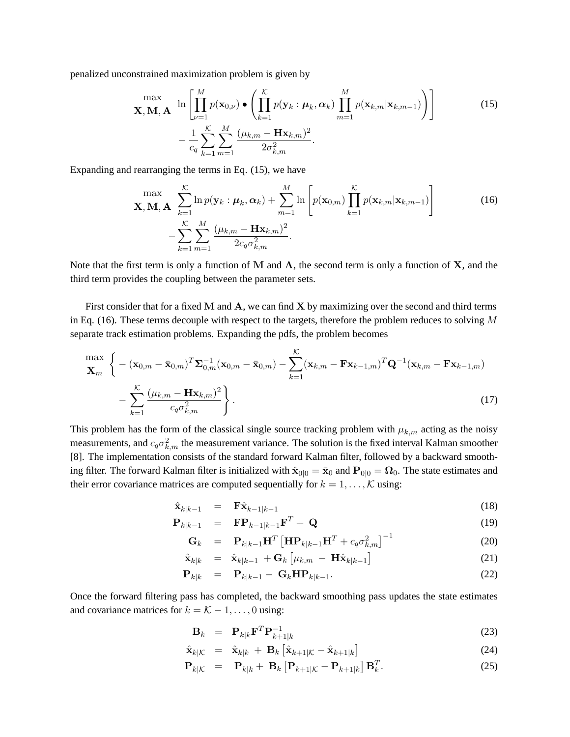penalized unconstrained maximization problem is given by

$$\max_{\mathbf{X},\mathbf{M},\mathbf{A}} \ \ln\left[\prod_{\nu=1}^{M} p(\mathbf{x}_{0,\nu}) \bullet \left(\prod_{k=1}^{\mathcal{K}} p(\mathbf{y}_k : \boldsymbol{\mu}_k, \boldsymbol{\alpha}_k) \prod_{m=1}^{M} p(\mathbf{x}_{k,m}|\mathbf{x}_{k,m-1})\right)\right] - \frac{1}{c_q}\sum_{k=1}^{\mathcal{K}}\sum_{m=1}^{M}\frac{(\mu_{k,m}-\mathbf{H}\mathbf{x}_{k,m})^2}{2\sigma_{k,m}^2}. \tag{15}$$

Expanding and rearranging the terms in Eq. (15), we have

$$\max_{\mathbf{X},\mathbf{M},\mathbf{A}} \ \sum_{k=1}^{\mathcal{K}} \ln p(\mathbf{y}_k : \boldsymbol{\mu}_k, \boldsymbol{\alpha}_k) + \sum_{m=1}^{M} \ln\left[p(\mathbf{x}_{0,m})\prod_{k=1}^{\mathcal{K}} p(\mathbf{x}_{k,m}|\mathbf{x}_{k,m-1})\right] - \sum_{k=1}^{\mathcal{K}}\sum_{m=1}^{M}\frac{(\mu_{k,m}-\mathbf{H}\mathbf{x}_{k,m})^2}{2c_q\sigma_{k,m}^2}. \tag{16}$$

Note that the first term is only a function of $\mathbf{M}$ and $\mathbf{A}$, the second term is only a function of $\mathbf{X}$, and the third term provides the coupling between the parameter sets.

First consider that for a fixed $\mathbf{M}$ and $\mathbf{A}$, we can find $\mathbf{X}$ by maximizing over the second and third terms in Eq. (16). These terms decouple with respect to the targets, therefore the problem reduces to solving $M$ separate track estimation problems. Expanding the pdfs, the problem becomes

$$\max_{\mathbf{X}_m} \left\{ -(\mathbf{x}_{0,m}-\bar{\mathbf{x}}_{0,m})^T\boldsymbol{\Sigma}_{0,m}^{-1}(\mathbf{x}_{0,m}-\bar{\mathbf{x}}_{0,m}) - \sum_{k=1}^{\mathcal{K}}(\mathbf{x}_{k,m}-\mathbf{F}\mathbf{x}_{k-1,m})^T\mathbf{Q}^{-1}(\mathbf{x}_{k,m}-\mathbf{F}\mathbf{x}_{k-1,m}) - \sum_{k=1}^{\mathcal{K}}\frac{(\mu_{k,m}-\mathbf{H}\mathbf{x}_{k,m})^2}{c_q\sigma_{k,m}^2}\right\}. \tag{17}$$

This problem has the form of the classical single source tracking problem with $\mu_{k,m}$ acting as the noisy measurements, and $c_q\sigma_{k,m}^2$ the measurement variance. The solution is the fixed interval Kalman smoother [8]. The implementation consists of the standard forward Kalman filter, followed by a backward smoothing filter. The forward Kalman filter is initialized with $\hat{\mathbf{x}}_{0|0} = \bar{\mathbf{x}}_0$ and $\mathbf{P}_{0|0} = \boldsymbol{\Omega}_0$. The state estimates and their error covariance matrices are computed sequentially for $k = 1, \ldots, \mathcal{K}$ using:

$$\hat{\mathbf{x}}_{k|k-1} = \mathbf{F}\hat{\mathbf{x}}_{k-1|k-1} \tag{18}$$

$$\mathbf{P}_{k|k-1} = \mathbf{F}\mathbf{P}_{k-1|k-1}\mathbf{F}^T + \mathbf{Q} \tag{19}$$

$$\mathbf{G}_k = \mathbf{P}_{k|k-1}\mathbf{H}^T\left[\mathbf{H}\mathbf{P}_{k|k-1}\mathbf{H}^T + c_q\sigma_{k,m}^2\right]^{-1} \tag{20}$$

$$\hat{\mathbf{x}}_{k|k} = \hat{\mathbf{x}}_{k|k-1} + \mathbf{G}_k\left[\mu_{k,m} - \mathbf{H}\hat{\mathbf{x}}_{k|k-1}\right] \tag{21}$$

$$\mathbf{P}_{k|k} = \mathbf{P}_{k|k-1} - \mathbf{G}_k\mathbf{H}\mathbf{P}_{k|k-1}. \tag{22}$$

Once the forward filtering pass has completed, the backward smoothing pass updates the state estimates and covariance matrices for $k = \mathcal{K}-1, \ldots, 0$ using:

$$\mathbf{B}_k = \mathbf{P}_{k|k}\mathbf{F}^T\mathbf{P}_{k+1|k}^{-1} \tag{23}$$

$$\hat{\mathbf{x}}_{k|\mathcal{K}} = \hat{\mathbf{x}}_{k|k} + \mathbf{B}_k\left[\hat{\mathbf{x}}_{k+1|\mathcal{K}} - \hat{\mathbf{x}}_{k+1|k}\right] \tag{24}$$

$$\mathbf{P}_{k|\mathcal{K}} = \mathbf{P}_{k|k} + \mathbf{B}_k\left[\mathbf{P}_{k+1|\mathcal{K}} - \mathbf{P}_{k+1|k}\right]\mathbf{B}_k^T. \tag{25}$$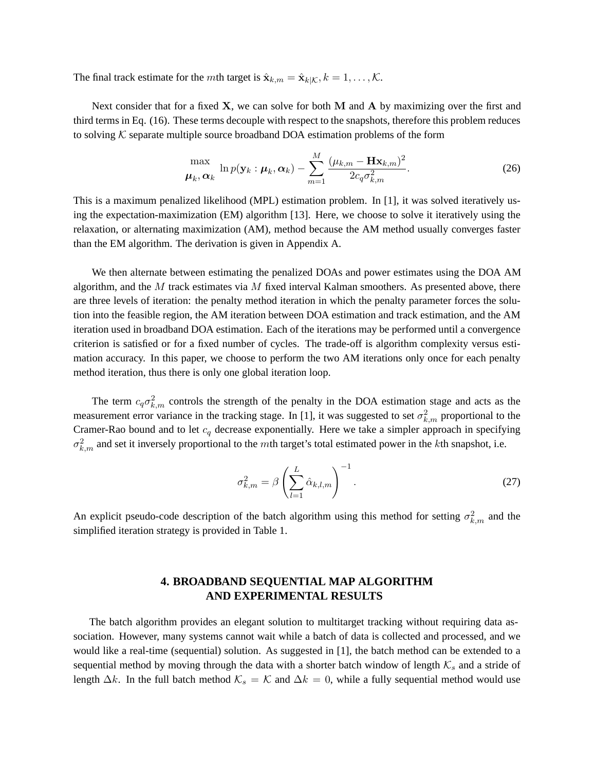The final track estimate for the $m$th target is $\hat{\mathbf{x}}_{k,m} = \hat{\mathbf{x}}_{k|\mathcal{K}}, k = 1, \ldots, \mathcal{K}$.

Next consider that for a fixed $\mathbf{X}$, we can solve for both $\mathbf{M}$ and $\mathbf{A}$ by maximizing over the first and third terms in Eq. (16). These terms decouple with respect to the snapshots, therefore this problem reduces to solving $\mathcal{K}$ separate multiple source broadband DOA estimation problems of the form

$$\max_{\boldsymbol{\mu}_k, \boldsymbol{\alpha}_k} \ln p(\mathbf{y}_k : \boldsymbol{\mu}_k, \boldsymbol{\alpha}_k) - \sum_{m=1}^{M} \frac{(\mu_{k,m} - \mathbf{H}\mathbf{x}_{k,m})^2}{2c_q \sigma_{k,m}^2}. \tag{26}$$

This is a maximum penalized likelihood (MPL) estimation problem. In [1], it was solved iteratively using the expectation-maximization (EM) algorithm [13]. Here, we choose to solve it iteratively using the relaxation, or alternating maximization (AM), method because the AM method usually converges faster than the EM algorithm. The derivation is given in Appendix A.

We then alternate between estimating the penalized DOAs and power estimates using the DOA AM algorithm, and the $M$ track estimates via $M$ fixed interval Kalman smoothers. As presented above, there are three levels of iteration: the penalty method iteration in which the penalty parameter forces the solution into the feasible region, the AM iteration between DOA estimation and track estimation, and the AM iteration used in broadband DOA estimation. Each of the iterations may be performed until a convergence criterion is satisfied or for a fixed number of cycles. The trade-off is algorithm complexity versus estimation accuracy. In this paper, we choose to perform the two AM iterations only once for each penalty method iteration, thus there is only one global iteration loop.

The term $c_q \sigma_{k,m}^2$ controls the strength of the penalty in the DOA estimation stage and acts as the measurement error variance in the tracking stage. In [1], it was suggested to set $\sigma_{k,m}^2$ proportional to the Cramer-Rao bound and to let $c_q$ decrease exponentially. Here we take a simpler approach in specifying $\sigma_{k,m}^2$ and set it inversely proportional to the $m$th target's total estimated power in the $k$th snapshot, i.e.

$$\sigma_{k,m}^2 = \beta \left( \sum_{l=1}^{L} \hat{\alpha}_{k,l,m} \right)^{-1}. \tag{27}$$

An explicit pseudo-code description of the batch algorithm using this method for setting $\sigma_{k,m}^2$ and the simplified iteration strategy is provided in Table 1.

## 4. BROADBAND SEQUENTIAL MAP ALGORITHM AND EXPERIMENTAL RESULTS

The batch algorithm provides an elegant solution to multitarget tracking without requiring data association. However, many systems cannot wait while a batch of data is collected and processed, and we would like a real-time (sequential) solution. As suggested in [1], the batch method can be extended to a sequential method by moving through the data with a shorter batch window of length $\mathcal{K}_s$ and a stride of length $\Delta k$. In the full batch method $\mathcal{K}_s = \mathcal{K}$ and $\Delta k = 0$, while a fully sequential method would use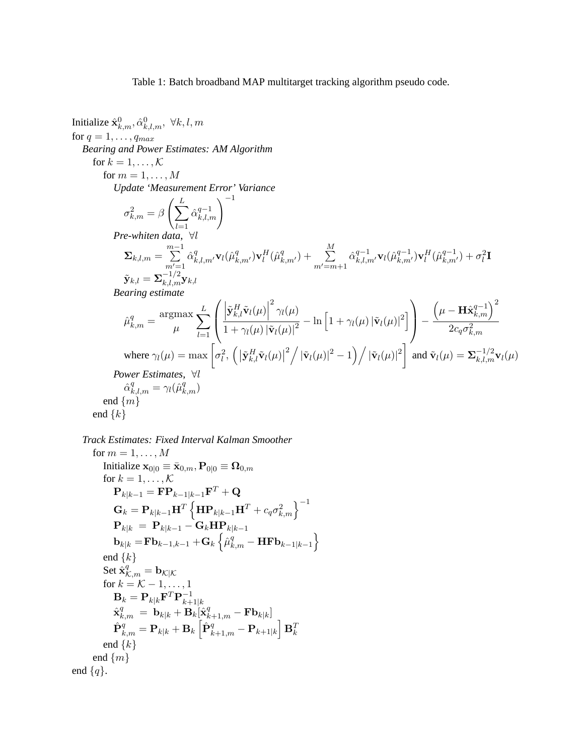Table 1: Batch broadband MAP multitarget tracking algorithm pseudo code.

Initialize $\hat{\mathbf{x}}^0_{k,m}, \hat{\alpha}^0_{k,l,m}, \ \forall k, l, m$

for $q = 1, \ldots, q_{max}$

*Bearing and Power Estimates: AM Algorithm*

for $k = 1, \ldots, \mathcal{K}$

for $m = 1, \ldots, M$

*Update 'Measurement Error' Variance*

$$\sigma^2_{k,m} = \beta \left( \sum_{l=1}^{L} \hat{\alpha}^{q-1}_{k,l,m} \right)^{-1}$$

*Pre-whiten data,* $\forall l$

$$\boldsymbol{\Sigma}_{k,l,m} = \sum_{m'=1}^{m-1} \hat{\alpha}^q_{k,l,m'} \mathbf{v}_l(\hat{\mu}^q_{k,m'}) \mathbf{v}^H_l(\hat{\mu}^q_{k,m'}) + \sum_{m'=m+1}^{M} \hat{\alpha}^{q-1}_{k,l,m'} \mathbf{v}_l(\hat{\mu}^{q-1}_{k,m'}) \mathbf{v}^H_l(\hat{\mu}^{q-1}_{k,m'}) + \sigma^2_l \mathbf{I}$$

$$\tilde{\mathbf{y}}_{k,l} = \boldsymbol{\Sigma}^{-1/2}_{k,l,m} \mathbf{y}_{k,l}$$

*Bearing estimate*

$$\hat{\mu}^q_{k,m} = \underset{\mu}{\text{argmax}} \sum_{l=1}^{L} \left( \frac{\left| \tilde{\mathbf{y}}^H_{k,l} \tilde{\mathbf{v}}_l(\mu) \right|^2 \gamma_l(\mu)}{1 + \gamma_l(\mu) \left| \tilde{\mathbf{v}}_l(\mu) \right|^2} - \ln \left[ 1 + \gamma_l(\mu) \left| \tilde{\mathbf{v}}_l(\mu) \right|^2 \right] \right) - \frac{\left( \mu - \mathbf{H} \hat{\mathbf{x}}^{q-1}_{k,m} \right)^2}{2 c_q \sigma^2_{k,m}}$$

where $\gamma_l(\mu) = \max \left[ \sigma^2_l, \left( \left| \tilde{\mathbf{y}}^H_{k,l} \tilde{\mathbf{v}}_l(\mu) \right|^2 \Big/ \left| \tilde{\mathbf{v}}_l(\mu) \right|^2 - 1 \right) \Big/ \left| \tilde{\mathbf{v}}_l(\mu) \right|^2 \right]$ and $\tilde{\mathbf{v}}_l(\mu) = \boldsymbol{\Sigma}^{-1/2}_{k,l,m} \mathbf{v}_l(\mu)$

*Power Estimates,* $\forall l$

$$\hat{\alpha}^q_{k,l,m} = \gamma_l(\hat{\mu}^q_{k,m})$$

end $\{m\}$

end $\{k\}$

*Track Estimates: Fixed Interval Kalman Smoother*

for $m = 1, \ldots, M$

Initialize $\mathbf{x}_{0|0} \equiv \bar{\mathbf{x}}_{0,m}, \mathbf{P}_{0|0} \equiv \boldsymbol{\Omega}_{0,m}$

for $k = 1, \ldots, \mathcal{K}$

$$\mathbf{P}_{k|k-1} = \mathbf{F} \mathbf{P}_{k-1|k-1} \mathbf{F}^T + \mathbf{Q}$$

$$\mathbf{G}_k = \mathbf{P}_{k|k-1} \mathbf{H}^T \left\{ \mathbf{H} \mathbf{P}_{k|k-1} \mathbf{H}^T + c_q \sigma^2_{k,m} \right\}^{-1}$$

$$\mathbf{P}_{k|k} = \mathbf{P}_{k|k-1} - \mathbf{G}_k \mathbf{H} \mathbf{P}_{k|k-1}$$

$$\mathbf{b}_{k|k} = \mathbf{F} \mathbf{b}_{k-1,k-1} + \mathbf{G}_k \left\{ \hat{\mu}^q_{k,m} - \mathbf{H} \mathbf{F} \mathbf{b}_{k-1|k-1} \right\}$$

end $\{k\}$

Set $\hat{\mathbf{x}}^q_{\mathcal{K},m} = \mathbf{b}_{\mathcal{K}|\mathcal{K}}$

for $k = \mathcal{K} - 1, \ldots, 1$

$$\mathbf{B}_k = \mathbf{P}_{k|k} \mathbf{F}^T \mathbf{P}^{-1}_{k+1|k}$$

$$\hat{\mathbf{x}}^q_{k,m} = \mathbf{b}_{k|k} + \mathbf{B}_k [\hat{\mathbf{x}}^q_{k+1,m} - \mathbf{F} \mathbf{b}_{k|k}]$$

$$\hat{\mathbf{P}}^q_{k,m} = \mathbf{P}_{k|k} + \mathbf{B}_k \left[ \hat{\mathbf{P}}^q_{k+1,m} - \mathbf{P}_{k+1|k} \right] \mathbf{B}^T_k$$

end $\{k\}$

end $\{m\}$

end $\{q\}$.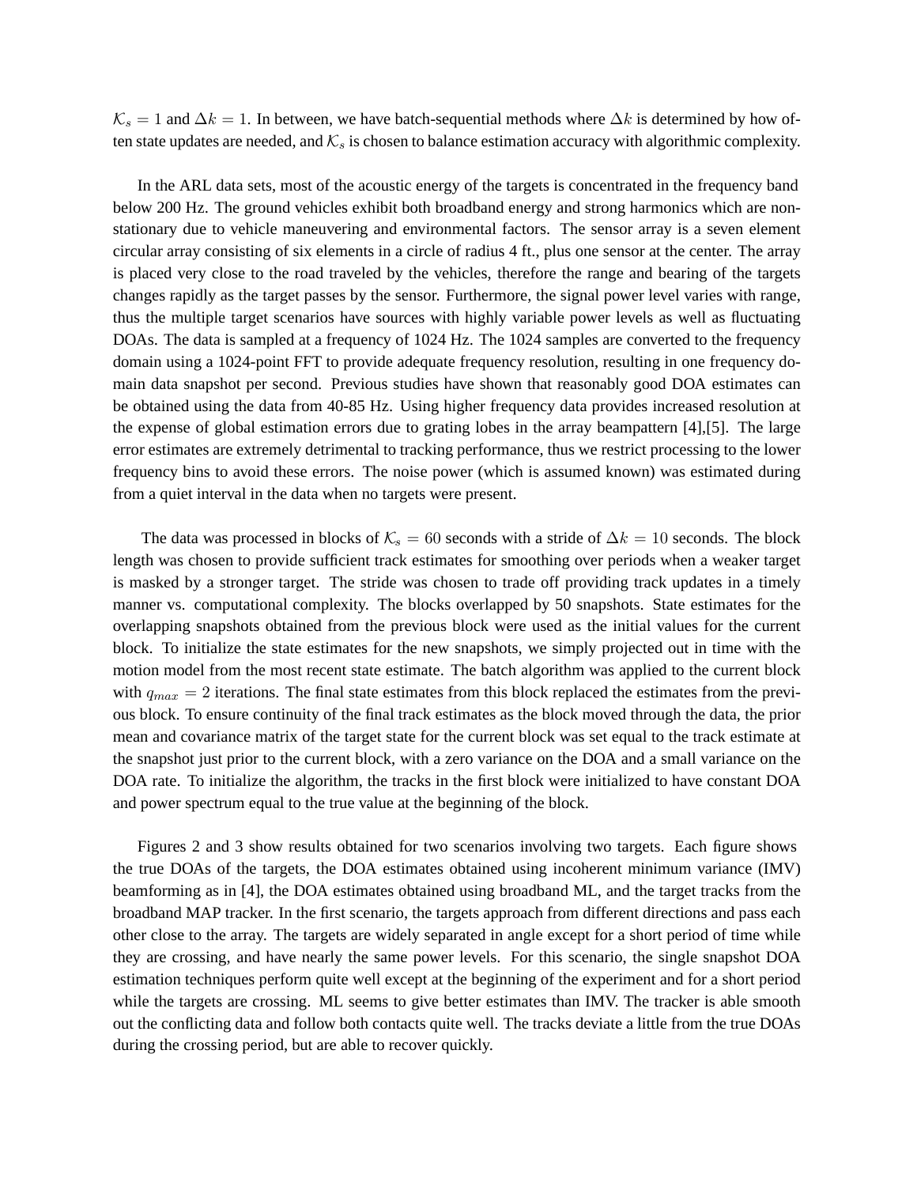$\mathcal{K}_s = 1$ and $\Delta k = 1$. In between, we have batch-sequential methods where $\Delta k$ is determined by how often state updates are needed, and $\mathcal{K}_s$ is chosen to balance estimation accuracy with algorithmic complexity.

In the ARL data sets, most of the acoustic energy of the targets is concentrated in the frequency band below 200 Hz. The ground vehicles exhibit both broadband energy and strong harmonics which are non-stationary due to vehicle maneuvering and environmental factors. The sensor array is a seven element circular array consisting of six elements in a circle of radius 4 ft., plus one sensor at the center. The array is placed very close to the road traveled by the vehicles, therefore the range and bearing of the targets changes rapidly as the target passes by the sensor. Furthermore, the signal power level varies with range, thus the multiple target scenarios have sources with highly variable power levels as well as fluctuating DOAs. The data is sampled at a frequency of 1024 Hz. The 1024 samples are converted to the frequency domain using a 1024-point FFT to provide adequate frequency resolution, resulting in one frequency domain data snapshot per second. Previous studies have shown that reasonably good DOA estimates can be obtained using the data from 40-85 Hz. Using higher frequency data provides increased resolution at the expense of global estimation errors due to grating lobes in the array beampattern [4],[5]. The large error estimates are extremely detrimental to tracking performance, thus we restrict processing to the lower frequency bins to avoid these errors. The noise power (which is assumed known) was estimated during from a quiet interval in the data when no targets were present.

The data was processed in blocks of $\mathcal{K}_s = 60$ seconds with a stride of $\Delta k = 10$ seconds. The block length was chosen to provide sufficient track estimates for smoothing over periods when a weaker target is masked by a stronger target. The stride was chosen to trade off providing track updates in a timely manner vs. computational complexity. The blocks overlapped by 50 snapshots. State estimates for the overlapping snapshots obtained from the previous block were used as the initial values for the current block. To initialize the state estimates for the new snapshots, we simply projected out in time with the motion model from the most recent state estimate. The batch algorithm was applied to the current block with $q_{max} = 2$ iterations. The final state estimates from this block replaced the estimates from the previous block. To ensure continuity of the final track estimates as the block moved through the data, the prior mean and covariance matrix of the target state for the current block was set equal to the track estimate at the snapshot just prior to the current block, with a zero variance on the DOA and a small variance on the DOA rate. To initialize the algorithm, the tracks in the first block were initialized to have constant DOA and power spectrum equal to the true value at the beginning of the block.

Figures 2 and 3 show results obtained for two scenarios involving two targets. Each figure shows the true DOAs of the targets, the DOA estimates obtained using incoherent minimum variance (IMV) beamforming as in [4], the DOA estimates obtained using broadband ML, and the target tracks from the broadband MAP tracker. In the first scenario, the targets approach from different directions and pass each other close to the array. The targets are widely separated in angle except for a short period of time while they are crossing, and have nearly the same power levels. For this scenario, the single snapshot DOA estimation techniques perform quite well except at the beginning of the experiment and for a short period while the targets are crossing. ML seems to give better estimates than IMV. The tracker is able smooth out the conflicting data and follow both contacts quite well. The tracks deviate a little from the true DOAs during the crossing period, but are able to recover quickly.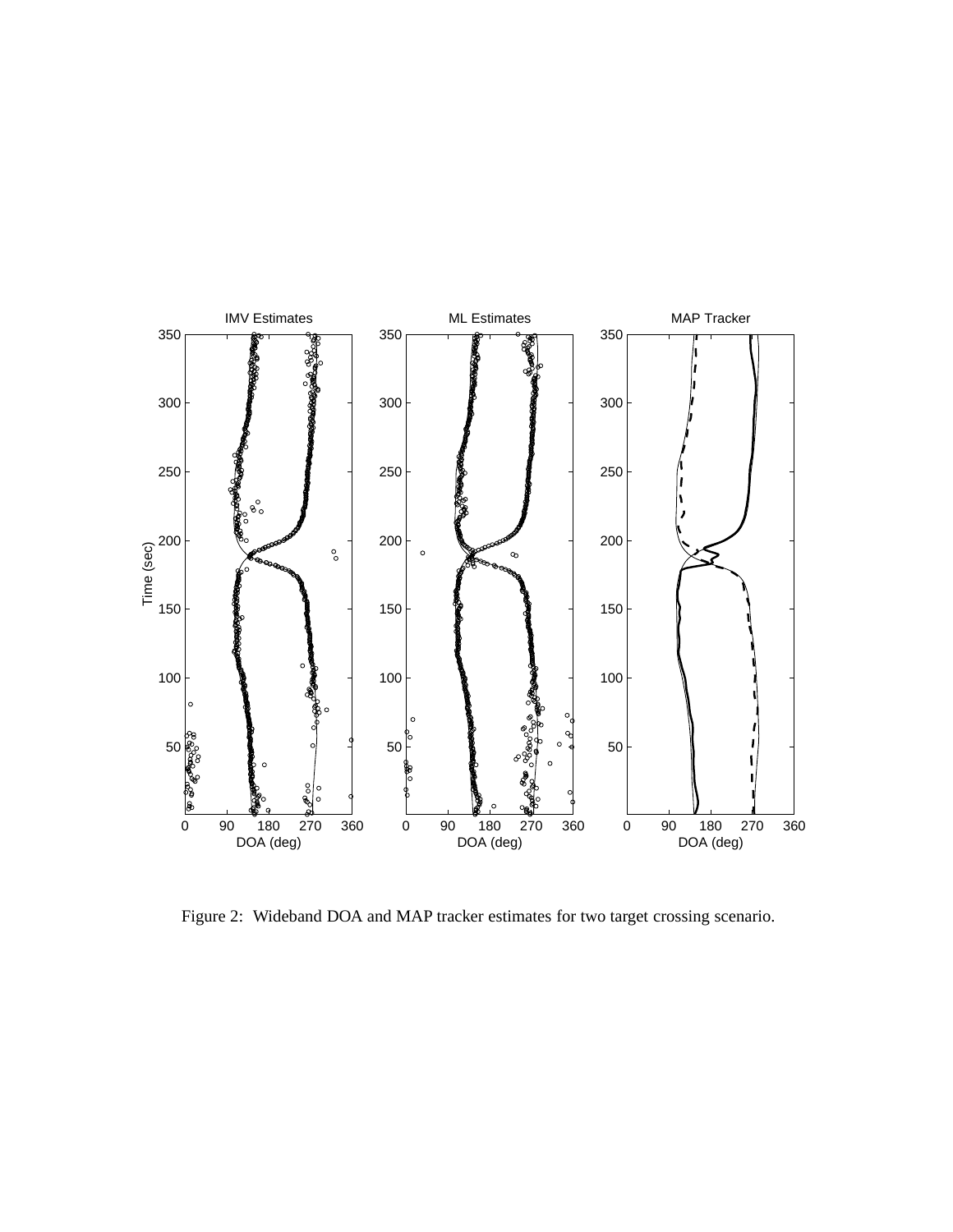Figure 2: Wideband DOA and MAP tracker estimates for two target crossing scenario.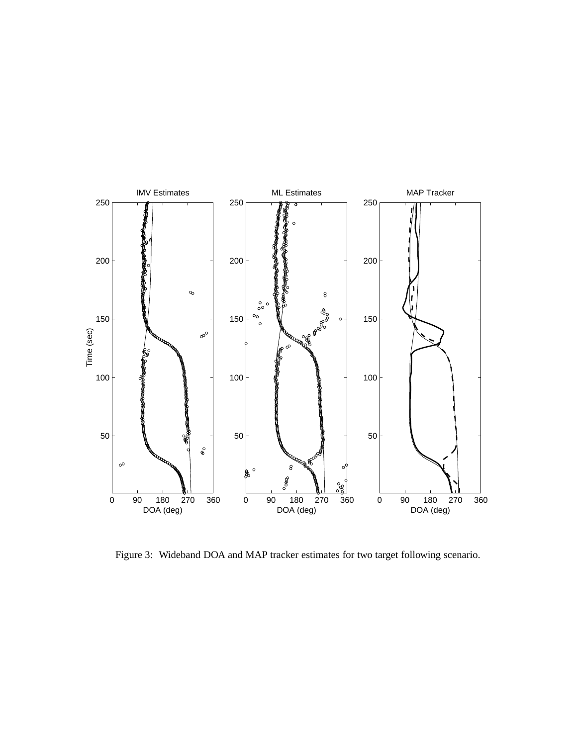Figure 3: Wideband DOA and MAP tracker estimates for two target following scenario.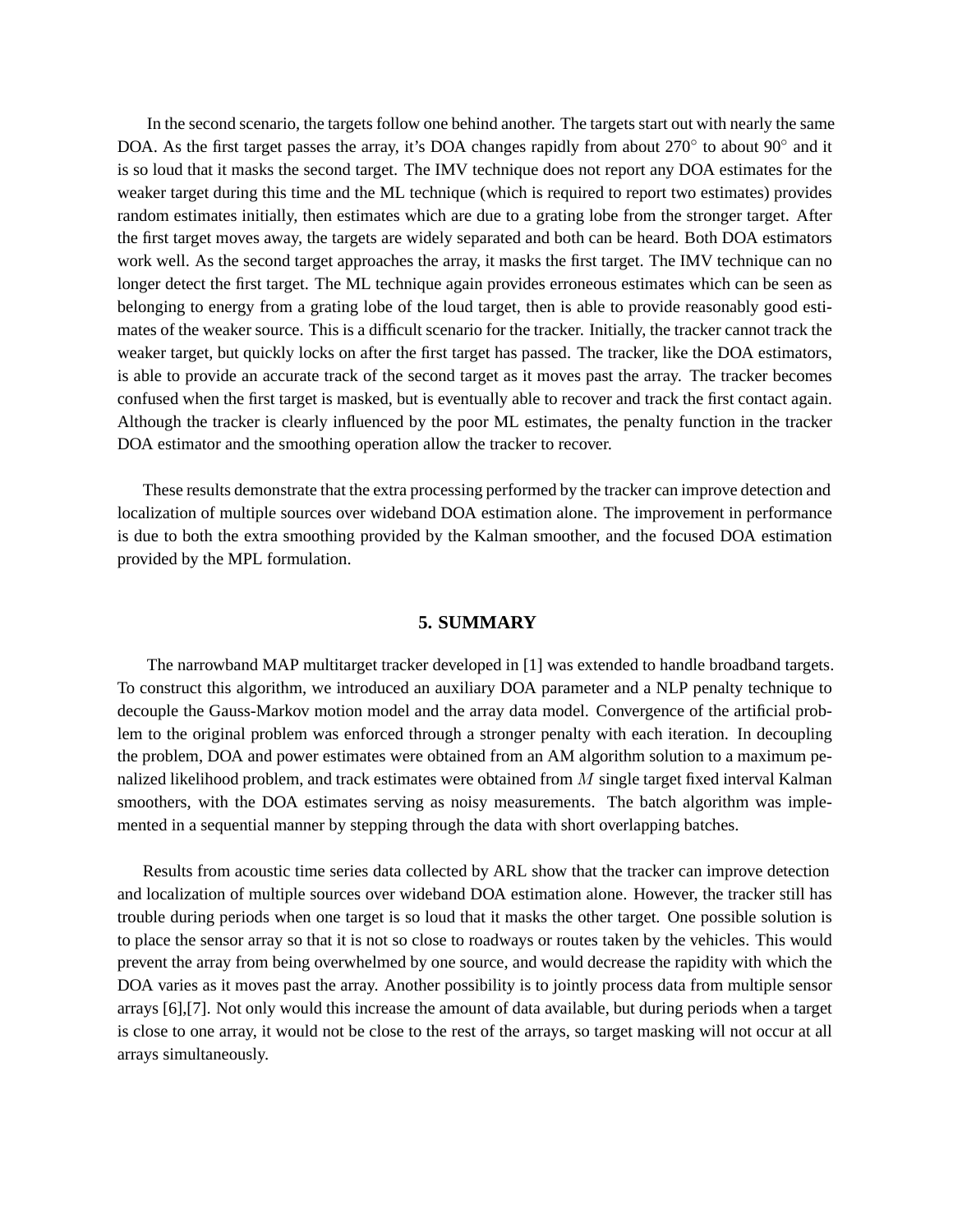In the second scenario, the targets follow one behind another. The targets start out with nearly the same DOA. As the first target passes the array, it's DOA changes rapidly from about 270° to about 90° and it is so loud that it masks the second target. The IMV technique does not report any DOA estimates for the weaker target during this time and the ML technique (which is required to report two estimates) provides random estimates initially, then estimates which are due to a grating lobe from the stronger target. After the first target moves away, the targets are widely separated and both can be heard. Both DOA estimators work well. As the second target approaches the array, it masks the first target. The IMV technique can no longer detect the first target. The ML technique again provides erroneous estimates which can be seen as belonging to energy from a grating lobe of the loud target, then is able to provide reasonably good estimates of the weaker source. This is a difficult scenario for the tracker. Initially, the tracker cannot track the weaker target, but quickly locks on after the first target has passed. The tracker, like the DOA estimators, is able to provide an accurate track of the second target as it moves past the array. The tracker becomes confused when the first target is masked, but is eventually able to recover and track the first contact again. Although the tracker is clearly influenced by the poor ML estimates, the penalty function in the tracker DOA estimator and the smoothing operation allow the tracker to recover.

These results demonstrate that the extra processing performed by the tracker can improve detection and localization of multiple sources over wideband DOA estimation alone. The improvement in performance is due to both the extra smoothing provided by the Kalman smoother, and the focused DOA estimation provided by the MPL formulation.

## 5. SUMMARY

The narrowband MAP multitarget tracker developed in [1] was extended to handle broadband targets. To construct this algorithm, we introduced an auxiliary DOA parameter and a NLP penalty technique to decouple the Gauss-Markov motion model and the array data model. Convergence of the artificial problem to the original problem was enforced through a stronger penalty with each iteration. In decoupling the problem, DOA and power estimates were obtained from an AM algorithm solution to a maximum penalized likelihood problem, and track estimates were obtained from $M$ single target fixed interval Kalman smoothers, with the DOA estimates serving as noisy measurements. The batch algorithm was implemented in a sequential manner by stepping through the data with short overlapping batches.

Results from acoustic time series data collected by ARL show that the tracker can improve detection and localization of multiple sources over wideband DOA estimation alone. However, the tracker still has trouble during periods when one target is so loud that it masks the other target. One possible solution is to place the sensor array so that it is not so close to roadways or routes taken by the vehicles. This would prevent the array from being overwhelmed by one source, and would decrease the rapidity with which the DOA varies as it moves past the array. Another possibility is to jointly process data from multiple sensor arrays [6],[7]. Not only would this increase the amount of data available, but during periods when a target is close to one array, it would not be close to the rest of the arrays, so target masking will not occur at all arrays simultaneously.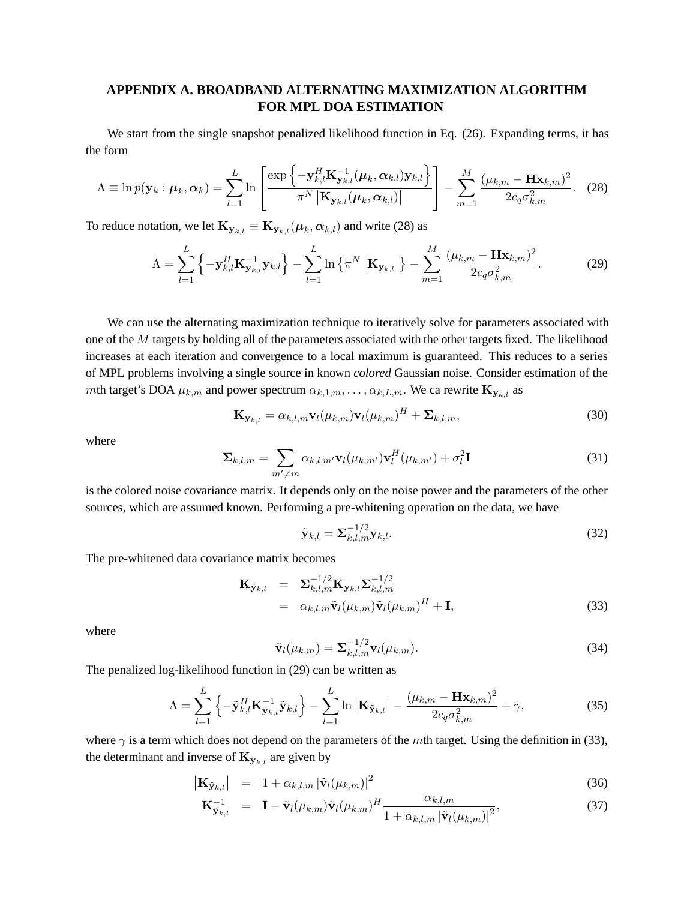## APPENDIX A. BROADBAND ALTERNATING MAXIMIZATION ALGORITHM FOR MPL DOA ESTIMATION

We start from the single snapshot penalized likelihood function in Eq. (26). Expanding terms, it has the form

$$\Lambda \equiv \ln p(\mathbf{y}_k : \boldsymbol{\mu}_k, \boldsymbol{\alpha}_k) = \sum_{l=1}^{L} \ln \left[ \frac{\exp\left\{ -\mathbf{y}_{k,l}^H \mathbf{K}_{\mathbf{y}_{k,l}}^{-1}(\boldsymbol{\mu}_k, \boldsymbol{\alpha}_{k,l}) \mathbf{y}_{k,l} \right\}}{\pi^N \left| \mathbf{K}_{\mathbf{y}_{k,l}}(\boldsymbol{\mu}_k, \boldsymbol{\alpha}_{k,l}) \right|} \right] - \sum_{m=1}^{M} \frac{(\mu_{k,m} - \mathbf{H}\mathbf{x}_{k,m})^2}{2 c_q \sigma_{k,m}^2}. \quad (28)$$

To reduce notation, we let $\mathbf{K}_{\mathbf{y}_{k,l}} \equiv \mathbf{K}_{\mathbf{y}_{k,l}}(\boldsymbol{\mu}_k, \boldsymbol{\alpha}_{k,l})$ and write (28) as

$$\Lambda = \sum_{l=1}^{L} \left\{ -\mathbf{y}_{k,l}^H \mathbf{K}_{\mathbf{y}_{k,l}}^{-1} \mathbf{y}_{k,l} \right\} - \sum_{l=1}^{L} \ln \left\{ \pi^N \left| \mathbf{K}_{\mathbf{y}_{k,l}} \right| \right\} - \sum_{m=1}^{M} \frac{(\mu_{k,m} - \mathbf{H}\mathbf{x}_{k,m})^2}{2 c_q \sigma_{k,m}^2}. \quad (29)$$

We can use the alternating maximization technique to iteratively solve for parameters associated with one of the $M$ targets by holding all of the parameters associated with the other targets fixed. The likelihood increases at each iteration and convergence to a local maximum is guaranteed. This reduces to a series of MPL problems involving a single source in known *colored* Gaussian noise. Consider estimation of the $m$th target's DOA $\mu_{k,m}$ and power spectrum $\alpha_{k,1,m}, \ldots, \alpha_{k,L,m}$. We ca rewrite $\mathbf{K}_{\mathbf{y}_{k,l}}$ as

$$\mathbf{K}_{\mathbf{y}_{k,l}} = \alpha_{k,l,m} \mathbf{v}_l(\mu_{k,m}) \mathbf{v}_l(\mu_{k,m})^H + \boldsymbol{\Sigma}_{k,l,m}, \quad (30)$$

where

$$\boldsymbol{\Sigma}_{k,l,m} = \sum_{m' \neq m} \alpha_{k,l,m'} \mathbf{v}_l(\mu_{k,m'}) \mathbf{v}_l^H(\mu_{k,m'}) + \sigma_l^2 \mathbf{I} \quad (31)$$

is the colored noise covariance matrix. It depends only on the noise power and the parameters of the other sources, which are assumed known. Performing a pre-whitening operation on the data, we have

$$\tilde{\mathbf{y}}_{k,l} = \boldsymbol{\Sigma}_{k,l,m}^{-1/2} \mathbf{y}_{k,l}. \quad (32)$$

The pre-whitened data covariance matrix becomes

$$\begin{aligned} \mathbf{K}_{\tilde{\mathbf{y}}_{k,l}} &= \boldsymbol{\Sigma}_{k,l,m}^{-1/2} \mathbf{K}_{\mathbf{y}_{k,l}} \boldsymbol{\Sigma}_{k,l,m}^{-1/2} \\ &= \alpha_{k,l,m} \tilde{\mathbf{v}}_l(\mu_{k,m}) \tilde{\mathbf{v}}_l(\mu_{k,m})^H + \mathbf{I}, \end{aligned} \quad (33)$$

where

$$\tilde{\mathbf{v}}_l(\mu_{k,m}) = \boldsymbol{\Sigma}_{k,l,m}^{-1/2} \mathbf{v}_l(\mu_{k,m}). \quad (34)$$

The penalized log-likelihood function in (29) can be written as

$$\Lambda = \sum_{l=1}^{L} \left\{ -\tilde{\mathbf{y}}_{k,l}^H \mathbf{K}_{\tilde{\mathbf{y}}_{k,l}}^{-1} \tilde{\mathbf{y}}_{k,l} \right\} - \sum_{l=1}^{L} \ln \left| \mathbf{K}_{\tilde{\mathbf{y}}_{k,l}} \right| - \frac{(\mu_{k,m} - \mathbf{H}\mathbf{x}_{k,m})^2}{2 c_q \sigma_{k,m}^2} + \gamma, \quad (35)$$

where $\gamma$ is a term which does not depend on the parameters of the $m$th target. Using the definition in (33), the determinant and inverse of $\mathbf{K}_{\tilde{\mathbf{y}}_{k,l}}$ are given by

$$\left| \mathbf{K}_{\tilde{\mathbf{y}}_{k,l}} \right| = 1 + \alpha_{k,l,m} \left| \tilde{\mathbf{v}}_l(\mu_{k,m}) \right|^2 \quad (36)$$

$$\mathbf{K}_{\tilde{\mathbf{y}}_{k,l}}^{-1} = \mathbf{I} - \tilde{\mathbf{v}}_l(\mu_{k,m}) \tilde{\mathbf{v}}_l(\mu_{k,m})^H \frac{\alpha_{k,l,m}}{1 + \alpha_{k,l,m} \left| \tilde{\mathbf{v}}_l(\mu_{k,m}) \right|^2}, \quad (37)$$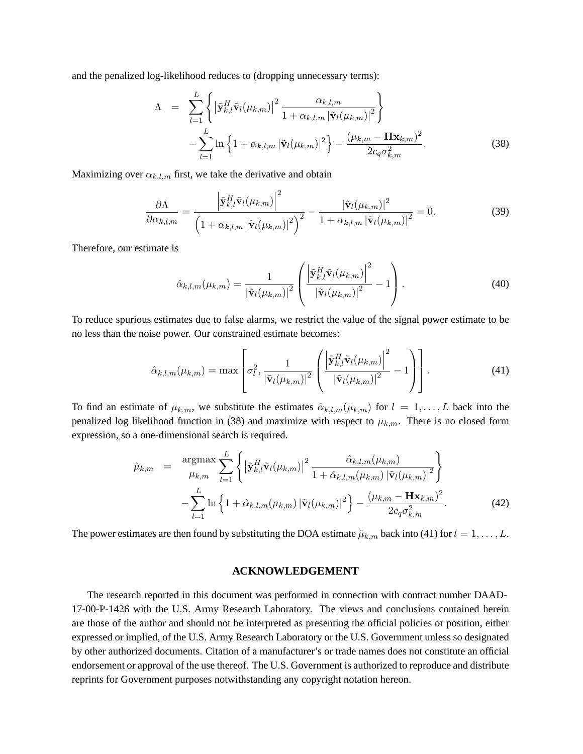and the penalized log-likelihood reduces to (dropping unnecessary terms):

$$
\begin{aligned}
\Lambda \quad = \quad & \sum_{l=1}^{L} \left\{ \left| \tilde{\mathbf{y}}_{k,l}^{H} \tilde{\mathbf{v}}_{l}(\mu_{k,m}) \right|^{2} \frac{\alpha_{k,l,m}}{1 + \alpha_{k,l,m} \left| \tilde{\mathbf{v}}_{l}(\mu_{k,m}) \right|^{2}} \right\} \\
& - \sum_{l=1}^{L} \ln \left\{ 1 + \alpha_{k,l,m} \left| \tilde{\mathbf{v}}_{l}(\mu_{k,m}) \right|^{2} \right\} - \frac{(\mu_{k,m} - \mathbf{H}\mathbf{x}_{k,m})^{2}}{2 c_{q} \sigma_{k,m}^{2}}. \qquad (38)
\end{aligned}
$$

Maximizing over $\alpha_{k,l,m}$ first, we take the derivative and obtain

$$
\frac{\partial \Lambda}{\partial \alpha_{k,l,m}} = \frac{\left| \tilde{\mathbf{y}}_{k,l}^{H} \tilde{\mathbf{v}}_{l}(\mu_{k,m}) \right|^{2}}{\left( 1 + \alpha_{k,l,m} \left| \tilde{\mathbf{v}}_{l}(\mu_{k,m}) \right|^{2} \right)^{2}} - \frac{\left| \tilde{\mathbf{v}}_{l}(\mu_{k,m}) \right|^{2}}{1 + \alpha_{k,l,m} \left| \tilde{\mathbf{v}}_{l}(\mu_{k,m}) \right|^{2}} = 0. \qquad (39)
$$

Therefore, our estimate is

$$
\hat{\alpha}_{k,l,m}(\mu_{k,m}) = \frac{1}{\left| \tilde{\mathbf{v}}_{l}(\mu_{k,m}) \right|^{2}} \left( \frac{\left| \tilde{\mathbf{y}}_{k,l}^{H} \tilde{\mathbf{v}}_{l}(\mu_{k,m}) \right|^{2}}{\left| \tilde{\mathbf{v}}_{l}(\mu_{k,m}) \right|^{2}} - 1 \right). \qquad (40)
$$

To reduce spurious estimates due to false alarms, we restrict the value of the signal power estimate to be no less than the noise power. Our constrained estimate becomes:

$$
\hat{\alpha}_{k,l,m}(\mu_{k,m}) = \max \left[ \sigma_{l}^{2}, \frac{1}{\left| \tilde{\mathbf{v}}_{l}(\mu_{k,m}) \right|^{2}} \left( \frac{\left| \tilde{\mathbf{y}}_{k,l}^{H} \tilde{\mathbf{v}}_{l}(\mu_{k,m}) \right|^{2}}{\left| \tilde{\mathbf{v}}_{l}(\mu_{k,m}) \right|^{2}} - 1 \right) \right]. \qquad (41)
$$

To find an estimate of $\mu_{k,m}$, we substitute the estimates $\hat{\alpha}_{k,l,m}(\mu_{k,m})$ for $l = 1, \ldots, L$ back into the penalized log likelihood function in (38) and maximize with respect to $\mu_{k,m}$. There is no closed form expression, so a one-dimensional search is required.

$$
\begin{aligned}
\hat{\mu}_{k,m} \quad = \quad & \underset{\mu_{k,m}}{\operatorname{argmax}} \sum_{l=1}^{L} \left\{ \left| \tilde{\mathbf{y}}_{k,l}^{H} \tilde{\mathbf{v}}_{l}(\mu_{k,m}) \right|^{2} \frac{\hat{\alpha}_{k,l,m}(\mu_{k,m})}{1 + \hat{\alpha}_{k,l,m}(\mu_{k,m}) \left| \tilde{\mathbf{v}}_{l}(\mu_{k,m}) \right|^{2}} \right\} \\
& - \sum_{l=1}^{L} \ln \left\{ 1 + \hat{\alpha}_{k,l,m}(\mu_{k,m}) \left| \tilde{\mathbf{v}}_{l}(\mu_{k,m}) \right|^{2} \right\} - \frac{(\mu_{k,m} - \mathbf{H}\mathbf{x}_{k,m})^{2}}{2 c_{q} \sigma_{k,m}^{2}}. \qquad (42)
\end{aligned}
$$

The power estimates are then found by substituting the DOA estimate $\hat{\mu}_{k,m}$ back into (41) for $l = 1, \ldots, L$.

## ACKNOWLEDGEMENT

The research reported in this document was performed in connection with contract number DAAD-17-00-P-1426 with the U.S. Army Research Laboratory. The views and conclusions contained herein are those of the author and should not be interpreted as presenting the official policies or position, either expressed or implied, of the U.S. Army Research Laboratory or the U.S. Government unless so designated by other authorized documents. Citation of a manufacturer's or trade names does not constitute an official endorsement or approval of the use thereof. The U.S. Government is authorized to reproduce and distribute reprints for Government purposes notwithstanding any copyright notation hereon.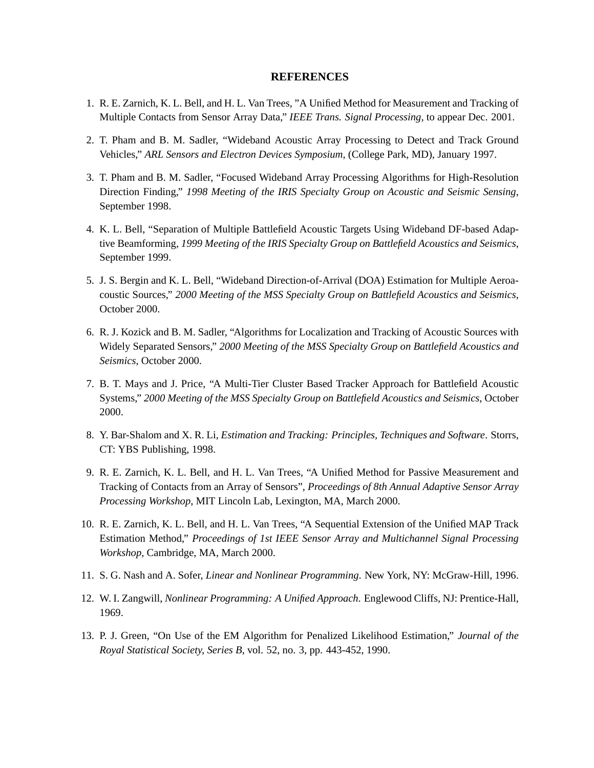## REFERENCES

1. R. E. Zarnich, K. L. Bell, and H. L. Van Trees, "A Unified Method for Measurement and Tracking of Multiple Contacts from Sensor Array Data," *IEEE Trans. Signal Processing*, to appear Dec. 2001.

2. T. Pham and B. M. Sadler, "Wideband Acoustic Array Processing to Detect and Track Ground Vehicles," *ARL Sensors and Electron Devices Symposium*, (College Park, MD), January 1997.

3. T. Pham and B. M. Sadler, "Focused Wideband Array Processing Algorithms for High-Resolution Direction Finding," *1998 Meeting of the IRIS Specialty Group on Acoustic and Seismic Sensing*, September 1998.

4. K. L. Bell, "Separation of Multiple Battlefield Acoustic Targets Using Wideband DF-based Adaptive Beamforming, *1999 Meeting of the IRIS Specialty Group on Battlefield Acoustics and Seismics*, September 1999.

5. J. S. Bergin and K. L. Bell, "Wideband Direction-of-Arrival (DOA) Estimation for Multiple Aeroacoustic Sources," *2000 Meeting of the MSS Specialty Group on Battlefield Acoustics and Seismics*, October 2000.

6. R. J. Kozick and B. M. Sadler, "Algorithms for Localization and Tracking of Acoustic Sources with Widely Separated Sensors," *2000 Meeting of the MSS Specialty Group on Battlefield Acoustics and Seismics*, October 2000.

7. B. T. Mays and J. Price, "A Multi-Tier Cluster Based Tracker Approach for Battlefield Acoustic Systems," *2000 Meeting of the MSS Specialty Group on Battlefield Acoustics and Seismics*, October 2000.

8. Y. Bar-Shalom and X. R. Li, *Estimation and Tracking: Principles, Techniques and Software*. Storrs, CT: YBS Publishing, 1998.

9. R. E. Zarnich, K. L. Bell, and H. L. Van Trees, "A Unified Method for Passive Measurement and Tracking of Contacts from an Array of Sensors", *Proceedings of 8th Annual Adaptive Sensor Array Processing Workshop*, MIT Lincoln Lab, Lexington, MA, March 2000.

10. R. E. Zarnich, K. L. Bell, and H. L. Van Trees, "A Sequential Extension of the Unified MAP Track Estimation Method," *Proceedings of 1st IEEE Sensor Array and Multichannel Signal Processing Workshop*, Cambridge, MA, March 2000.

11. S. G. Nash and A. Sofer, *Linear and Nonlinear Programming*. New York, NY: McGraw-Hill, 1996.

12. W. I. Zangwill, *Nonlinear Programming: A Unified Approach*. Englewood Cliffs, NJ: Prentice-Hall, 1969.

13. P. J. Green, "On Use of the EM Algorithm for Penalized Likelihood Estimation," *Journal of the Royal Statistical Society, Series B*, vol. 52, no. 3, pp. 443-452, 1990.